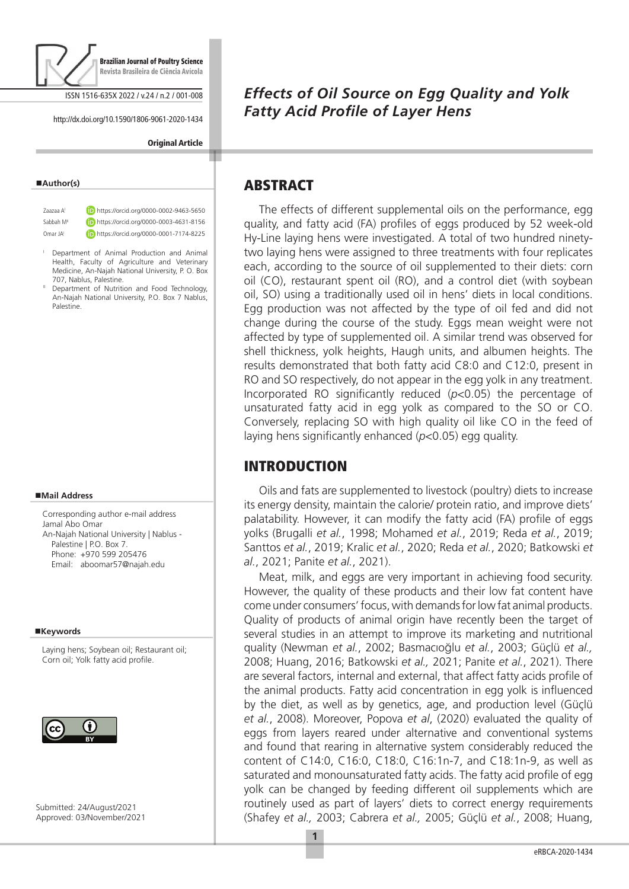Original Article

# Effects of Oil Source on Egg Quality and Yolk Fatty Acid Profile of Layer Hens

## Author(s)

Zaazaa A[I] https://orcid.org/0000-0002-9463-5650
Sabbah M[II] https://orcid.org/0000-0003-4631-8156
Omar JA[I] https://orcid.org/0000-0001-7174-8225

[I] Department of Animal Production and Animal Health, Faculty of Agriculture and Veterinary Medicine, An-Najah National University, P. O. Box 707, Nablus, Palestine.

[II] Department of Nutrition and Food Technology, An-Najah National University, P.O. Box 7 Nablus, Palestine.

## Mail Address

Corresponding author e-mail address
Jamal Abo Omar
An-Najah National University | Nablus - Palestine | P.O. Box 7.
Phone: +970 599 205476
Email: aboomar57@najah.edu

## Keywords

Laying hens; Soybean oil; Restaurant oil; Corn oil; Yolk fatty acid profile.

Submitted: 24/August/2021
Approved: 03/November/2021

## ABSTRACT

The effects of different supplemental oils on the performance, egg quality, and fatty acid (FA) profiles of eggs produced by 52 week-old Hy-Line laying hens were investigated. A total of two hundred ninety-two laying hens were assigned to three treatments with four replicates each, according to the source of oil supplemented to their diets: corn oil (CO), restaurant spent oil (RO), and a control diet (with soybean oil, SO) using a traditionally used oil in hens' diets in local conditions. Egg production was not affected by the type of oil fed and did not change during the course of the study. Eggs mean weight were not affected by type of supplemented oil. A similar trend was observed for shell thickness, yolk heights, Haugh units, and albumen heights. The results demonstrated that both fatty acid C8:0 and C12:0, present in RO and SO respectively, do not appear in the egg yolk in any treatment. Incorporated RO significantly reduced ($p<0.05$) the percentage of unsaturated fatty acid in egg yolk as compared to the SO or CO. Conversely, replacing SO with high quality oil like CO in the feed of laying hens significantly enhanced ($p<0.05$) egg quality.

## INTRODUCTION

Oils and fats are supplemented to livestock (poultry) diets to increase its energy density, maintain the calorie/ protein ratio, and improve diets' palatability. However, it can modify the fatty acid (FA) profile of eggs yolks (Brugalli *et al.*, 1998; Mohamed *et al.*, 2019; Reda *et al.*, 2019; Santtos *et al.*, 2019; Kralic *et al.*, 2020; Reda *et al.*, 2020; Batkowski *et al.*, 2021; Panite *et al.*, 2021).

Meat, milk, and eggs are very important in achieving food security. However, the quality of these products and their low fat content have come under consumers' focus, with demands for low fat animal products. Quality of products of animal origin have recently been the target of several studies in an attempt to improve its marketing and nutritional quality (Newman *et al.*, 2002; Basmacıoğlu *et al.*, 2003; Güçlü *et al.,* 2008; Huang, 2016; Batkowski *et al.,* 2021; Panite *et al.*, 2021). There are several factors, internal and external, that affect fatty acids profile of the animal products. Fatty acid concentration in egg yolk is influenced by the diet, as well as by genetics, age, and production level (Güçlü *et al.*, 2008). Moreover, Popova *et al*, (2020) evaluated the quality of eggs from layers reared under alternative and conventional systems and found that rearing in alternative system considerably reduced the content of C14:0, C16:0, C18:0, C16:1n-7, and C18:1n-9, as well as saturated and monounsaturated fatty acids. The fatty acid profile of egg yolk can be changed by feeding different oil supplements which are routinely used as part of layers' diets to correct energy requirements (Shafey *et al.,* 2003; Cabrera *et al.,* 2005; Güçlü *et al.*, 2008; Huang,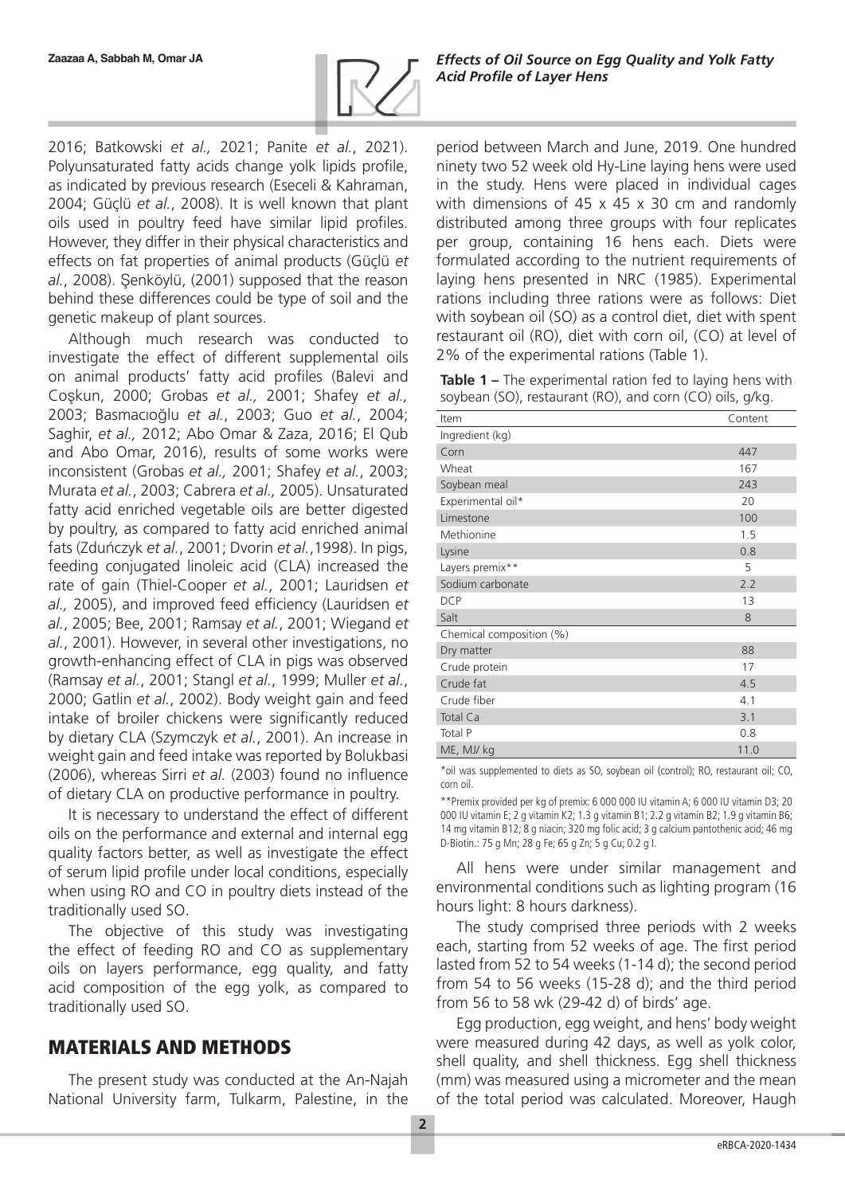2016; Batkowski *et al.,* 2021; Panite *et al.*, 2021). Polyunsaturated fatty acids change yolk lipids profile, as indicated by previous research (Eseceli & Kahraman, 2004; Güçlü *et al.*, 2008). It is well known that plant oils used in poultry feed have similar lipid profiles. However, they differ in their physical characteristics and effects on fat properties of animal products (Güçlü *et al.*, 2008). Şenköylü, (2001) supposed that the reason behind these differences could be type of soil and the genetic makeup of plant sources.

Although much research was conducted to investigate the effect of different supplemental oils on animal products' fatty acid profiles (Balevi and Coşkun, 2000; Grobas *et al.,* 2001; Shafey *et al.,* 2003; Basmacıoğlu *et al.*, 2003; Guo *et al.*, 2004; Saghir, *et al.,* 2012; Abo Omar & Zaza, 2016; El Qub and Abo Omar, 2016), results of some works were inconsistent (Grobas *et al.,* 2001; Shafey *et al.*, 2003; Murata *et al.*, 2003; Cabrera *et al.,* 2005). Unsaturated fatty acid enriched vegetable oils are better digested by poultry, as compared to fatty acid enriched animal fats (Zduńczyk *et al.*, 2001; Dvorin *et al.*,1998). In pigs, feeding conjugated linoleic acid (CLA) increased the rate of gain (Thiel-Cooper *et al.*, 2001; Lauridsen *et al.,* 2005), and improved feed efficiency (Lauridsen *et al.*, 2005; Bee, 2001; Ramsay *et al.*, 2001; Wiegand *et al.*, 2001). However, in several other investigations, no growth-enhancing effect of CLA in pigs was observed (Ramsay *et al.*, 2001; Stangl *et al.*, 1999; Muller *et al.*, 2000; Gatlin *et al.*, 2002). Body weight gain and feed intake of broiler chickens were significantly reduced by dietary CLA (Szymczyk *et al.*, 2001). An increase in weight gain and feed intake was reported by Bolukbasi (2006), whereas Sirri *et al.* (2003) found no influence of dietary CLA on productive performance in poultry.

It is necessary to understand the effect of different oils on the performance and external and internal egg quality factors better, as well as investigate the effect of serum lipid profile under local conditions, especially when using RO and CO in poultry diets instead of the traditionally used SO.

The objective of this study was investigating the effect of feeding RO and CO as supplementary oils on layers performance, egg quality, and fatty acid composition of the egg yolk, as compared to traditionally used SO.

## MATERIALS AND METHODS

The present study was conducted at the An-Najah National University farm, Tulkarm, Palestine, in the period between March and June, 2019. One hundred ninety two 52 week old Hy-Line laying hens were used in the study. Hens were placed in individual cages with dimensions of 45 x 45 x 30 cm and randomly distributed among three groups with four replicates per group, containing 16 hens each. Diets were formulated according to the nutrient requirements of laying hens presented in NRC (1985). Experimental rations including three rations were as follows: Diet with soybean oil (SO) as a control diet, diet with spent restaurant oil (RO), diet with corn oil, (CO) at level of 2% of the experimental rations (Table 1).

**Table 1 –** The experimental ration fed to laying hens with soybean (SO), restaurant (RO), and corn (CO) oils, g/kg.

| Item | Content |
|---|---|
| Ingredient (kg) | |
| Corn | 447 |
| Wheat | 167 |
| Soybean meal | 243 |
| Experimental oil* | 20 |
| Limestone | 100 |
| Methionine | 1.5 |
| Lysine | 0.8 |
| Layers premix** | 5 |
| Sodium carbonate | 2.2 |
| DCP | 13 |
| Salt | 8 |
| Chemical composition (%) | |
| Dry matter | 88 |
| Crude protein | 17 |
| Crude fat | 4.5 |
| Crude fiber | 4.1 |
| Total Ca | 3.1 |
| Total P | 0.8 |
| ME, MJ/ kg | 11.0 |

*oil was supplemented to diets as SO, soybean oil (control); RO, restaurant oil; CO, corn oil.

**Premix provided per kg of premix: 6 000 000 IU vitamin A; 6 000 IU vitamin D3; 20 000 IU vitamin E; 2 g vitamin K2; 1.3 g vitamin B1; 2.2 g vitamin B2; 1.9 g vitamin B6; 14 mg vitamin B12; 8 g niacin; 320 mg folic acid; 3 g calcium pantothenic acid; 46 mg D-Biotin.: 75 g Mn; 28 g Fe; 65 g Zn; 5 g Cu; 0.2 g I.

All hens were under similar management and environmental conditions such as lighting program (16 hours light: 8 hours darkness).

The study comprised three periods with 2 weeks each, starting from 52 weeks of age. The first period lasted from 52 to 54 weeks (1-14 d); the second period from 54 to 56 weeks (15-28 d); and the third period from 56 to 58 wk (29-42 d) of birds' age.

Egg production, egg weight, and hens' body weight were measured during 42 days, as well as yolk color, shell quality, and shell thickness. Egg shell thickness (mm) was measured using a micrometer and the mean of the total period was calculated. Moreover, Haugh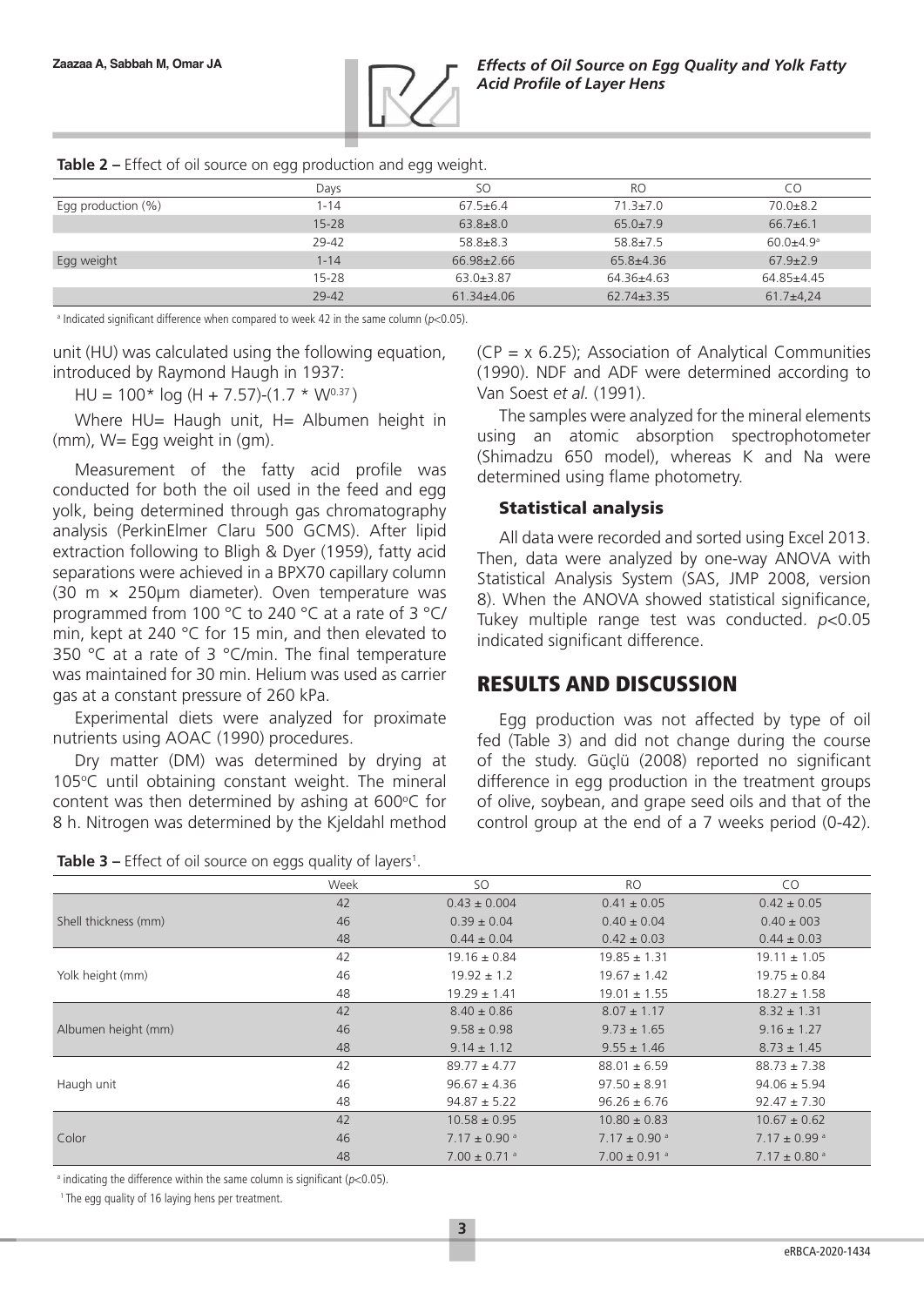**Table 2 –** Effect of oil source on egg production and egg weight.

| | Days | SO | RO | CO |
|---|---|---|---|---|
| Egg production (%) | 1-14 | 67.5±6.4 | 71.3±7.0 | 70.0±8.2 |
| | 15-28 | 63.8±8.0 | 65.0±7.9 | 66.7±6.1 |
| | 29-42 | 58.8±8.3 | 58.8±7.5 | 60.0±4.9[a] |
| Egg weight | 1-14 | 66.98±2.66 | 65.8±4.36 | 67.9±2.9 |
| | 15-28 | 63.0±3.87 | 64.36±4.63 | 64.85±4.45 |
| | 29-42 | 61.34±4.06 | 62.74±3.35 | 61.7±4,24 |

[a] Indicated significant difference when compared to week 42 in the same column ($p<0.05$).

unit (HU) was calculated using the following equation, introduced by Raymond Haugh in 1937:

$$HU = 100 * \log (H + 7.57) - (1.7 * W^{0.37})$$

Where HU= Haugh unit, H= Albumen height in (mm), W= Egg weight in (gm).

Measurement of the fatty acid profile was conducted for both the oil used in the feed and egg yolk, being determined through gas chromatography analysis (PerkinElmer Claru 500 GCMS). After lipid extraction following to Bligh & Dyer (1959), fatty acid separations were achieved in a BPX70 capillary column (30 m × 250μm diameter). Oven temperature was programmed from 100 °C to 240 °C at a rate of 3 °C/min, kept at 240 °C for 15 min, and then elevated to 350 °C at a rate of 3 °C/min. The final temperature was maintained for 30 min. Helium was used as carrier gas at a constant pressure of 260 kPa.

Experimental diets were analyzed for proximate nutrients using AOAC (1990) procedures.

Dry matter (DM) was determined by drying at 105°C until obtaining constant weight. The mineral content was then determined by ashing at 600°C for 8 h. Nitrogen was determined by the Kjeldahl method (CP = x 6.25); Association of Analytical Communities (1990). NDF and ADF were determined according to Van Soest *et al.* (1991).

The samples were analyzed for the mineral elements using an atomic absorption spectrophotometer (Shimadzu 650 model), whereas K and Na were determined using flame photometry.

### Statistical analysis

All data were recorded and sorted using Excel 2013. Then, data were analyzed by one-way ANOVA with Statistical Analysis System (SAS, JMP 2008, version 8). When the ANOVA showed statistical significance, Tukey multiple range test was conducted. $p<0.05$ indicated significant difference.

## RESULTS AND DISCUSSION

Egg production was not affected by type of oil fed (Table 3) and did not change during the course of the study. Güçlü (2008) reported no significant difference in egg production in the treatment groups of olive, soybean, and grape seed oils and that of the control group at the end of a 7 weeks period (0-42).

**Table 3 –** Effect of oil source on eggs quality of layers[1].

| | Week | SO | RO | CO |
|---|---|---|---|---|
| Shell thickness (mm) | 42 | 0.43 ± 0.004 | 0.41 ± 0.05 | 0.42 ± 0.05 |
| | 46 | 0.39 ± 0.04 | 0.40 ± 0.04 | 0.40 ± 003 |
| | 48 | 0.44 ± 0.04 | 0.42 ± 0.03 | 0.44 ± 0.03 |
| Yolk height (mm) | 42 | 19.16 ± 0.84 | 19.85 ± 1.31 | 19.11 ± 1.05 |
| | 46 | 19.92 ± 1.2 | 19.67 ± 1.42 | 19.75 ± 0.84 |
| | 48 | 19.29 ± 1.41 | 19.01 ± 1.55 | 18.27 ± 1.58 |
| Albumen height (mm) | 42 | 8.40 ± 0.86 | 8.07 ± 1.17 | 8.32 ± 1.31 |
| | 46 | 9.58 ± 0.98 | 9.73 ± 1.65 | 9.16 ± 1.27 |
| | 48 | 9.14 ± 1.12 | 9.55 ± 1.46 | 8.73 ± 1.45 |
| Haugh unit | 42 | 89.77 ± 4.77 | 88.01 ± 6.59 | 88.73 ± 7.38 |
| | 46 | 96.67 ± 4.36 | 97.50 ± 8.91 | 94.06 ± 5.94 |
| | 48 | 94.87 ± 5.22 | 96.26 ± 6.76 | 92.47 ± 7.30 |
| Color | 42 | 10.58 ± 0.95 | 10.80 ± 0.83 | 10.67 ± 0.62 |
| | 46 | 7.17 ± 0.90 [a] | 7.17 ± 0.90 [a] | 7.17 ± 0.99 [a] |
| | 48 | 7.00 ± 0.71 [a] | 7.00 ± 0.91 [a] | 7.17 ± 0.80 [a] |

[a] indicating the difference within the same column is significant ($p<0.05$).

[1] The egg quality of 16 laying hens per treatment.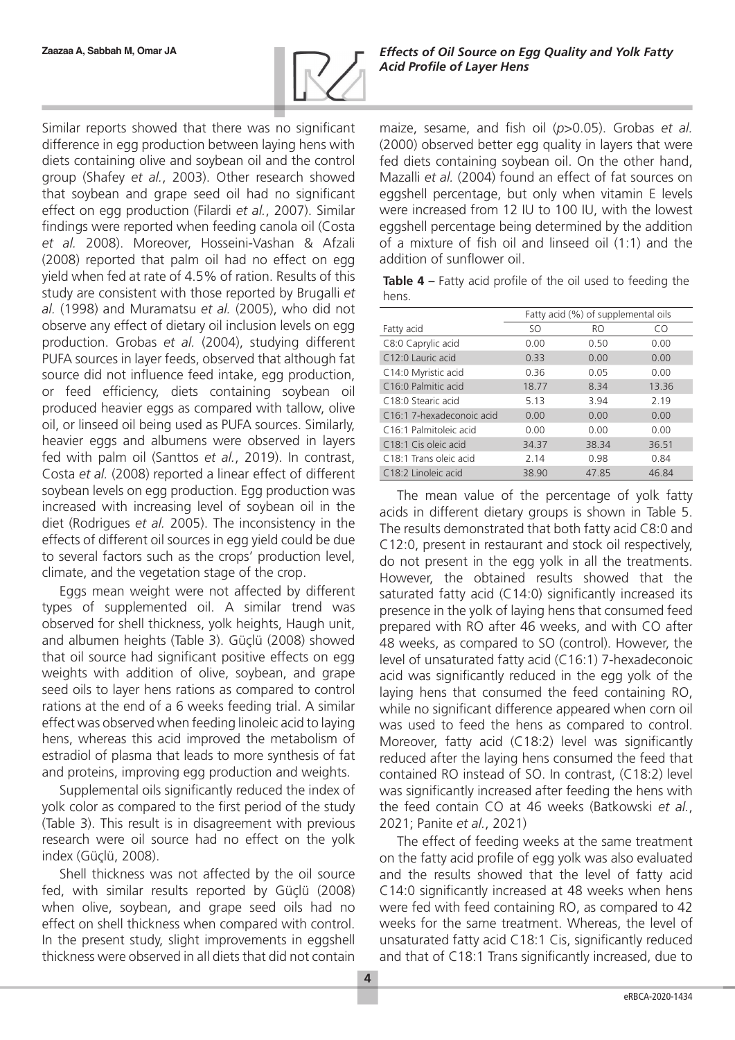Similar reports showed that there was no significant difference in egg production between laying hens with diets containing olive and soybean oil and the control group (Shafey *et al.*, 2003). Other research showed that soybean and grape seed oil had no significant effect on egg production (Filardi *et al.*, 2007). Similar findings were reported when feeding canola oil (Costa *et al.* 2008). Moreover, Hosseini-Vashan & Afzali (2008) reported that palm oil had no effect on egg yield when fed at rate of 4.5% of ration. Results of this study are consistent with those reported by Brugalli *et al.* (1998) and Muramatsu *et al.* (2005), who did not observe any effect of dietary oil inclusion levels on egg production. Grobas *et al.* (2004), studying different PUFA sources in layer feeds, observed that although fat source did not influence feed intake, egg production, or feed efficiency, diets containing soybean oil produced heavier eggs as compared with tallow, olive oil, or linseed oil being used as PUFA sources. Similarly, heavier eggs and albumens were observed in layers fed with palm oil (Santtos *et al.*, 2019). In contrast, Costa *et al.* (2008) reported a linear effect of different soybean levels on egg production. Egg production was increased with increasing level of soybean oil in the diet (Rodrigues *et al.* 2005). The inconsistency in the effects of different oil sources in egg yield could be due to several factors such as the crops' production level, climate, and the vegetation stage of the crop.

Eggs mean weight were not affected by different types of supplemented oil. A similar trend was observed for shell thickness, yolk heights, Haugh unit, and albumen heights (Table 3). Güçlü (2008) showed that oil source had significant positive effects on egg weights with addition of olive, soybean, and grape seed oils to layer hens rations as compared to control rations at the end of a 6 weeks feeding trial. A similar effect was observed when feeding linoleic acid to laying hens, whereas this acid improved the metabolism of estradiol of plasma that leads to more synthesis of fat and proteins, improving egg production and weights.

Supplemental oils significantly reduced the index of yolk color as compared to the first period of the study (Table 3). This result is in disagreement with previous research were oil source had no effect on the yolk index (Güçlü, 2008).

Shell thickness was not affected by the oil source fed, with similar results reported by Güçlü (2008) when olive, soybean, and grape seed oils had no effect on shell thickness when compared with control. In the present study, slight improvements in eggshell thickness were observed in all diets that did not contain maize, sesame, and fish oil ($p$>0.05). Grobas *et al.* (2000) observed better egg quality in layers that were fed diets containing soybean oil. On the other hand, Mazalli *et al.* (2004) found an effect of fat sources on eggshell percentage, but only when vitamin E levels were increased from 12 IU to 100 IU, with the lowest eggshell percentage being determined by the addition of a mixture of fish oil and linseed oil (1:1) and the addition of sunflower oil.

**Table 4 –** Fatty acid profile of the oil used to feeding the hens.

| | Fatty acid (%) of supplemental oils | | |
|---|---|---|---|
| Fatty acid | SO | RO | CO |
| C8:0 Caprylic acid | 0.00 | 0.50 | 0.00 |
| C12:0 Lauric acid | 0.33 | 0.00 | 0.00 |
| C14:0 Myristic acid | 0.36 | 0.05 | 0.00 |
| C16:0 Palmitic acid | 18.77 | 8.34 | 13.36 |
| C18:0 Stearic acid | 5.13 | 3.94 | 2.19 |
| C16:1 7-hexadeconoic acid | 0.00 | 0.00 | 0.00 |
| C16:1 Palmitoleic acid | 0.00 | 0.00 | 0.00 |
| C18:1 Cis oleic acid | 34.37 | 38.34 | 36.51 |
| C18:1 Trans oleic acid | 2.14 | 0.98 | 0.84 |
| C18:2 Linoleic acid | 38.90 | 47.85 | 46.84 |

The mean value of the percentage of yolk fatty acids in different dietary groups is shown in Table 5. The results demonstrated that both fatty acid C8:0 and C12:0, present in restaurant and stock oil respectively, do not present in the egg yolk in all the treatments. However, the obtained results showed that the saturated fatty acid (C14:0) significantly increased its presence in the yolk of laying hens that consumed feed prepared with RO after 46 weeks, and with CO after 48 weeks, as compared to SO (control). However, the level of unsaturated fatty acid (C16:1) 7-hexadeconoic acid was significantly reduced in the egg yolk of the laying hens that consumed the feed containing RO, while no significant difference appeared when corn oil was used to feed the hens as compared to control. Moreover, fatty acid (C18:2) level was significantly reduced after the laying hens consumed the feed that contained RO instead of SO. In contrast, (C18:2) level was significantly increased after feeding the hens with the feed contain CO at 46 weeks (Batkowski *et al.*, 2021; Panite *et al.*, 2021)

The effect of feeding weeks at the same treatment on the fatty acid profile of egg yolk was also evaluated and the results showed that the level of fatty acid C14:0 significantly increased at 48 weeks when hens were fed with feed containing RO, as compared to 42 weeks for the same treatment. Whereas, the level of unsaturated fatty acid C18:1 Cis, significantly reduced and that of C18:1 Trans significantly increased, due to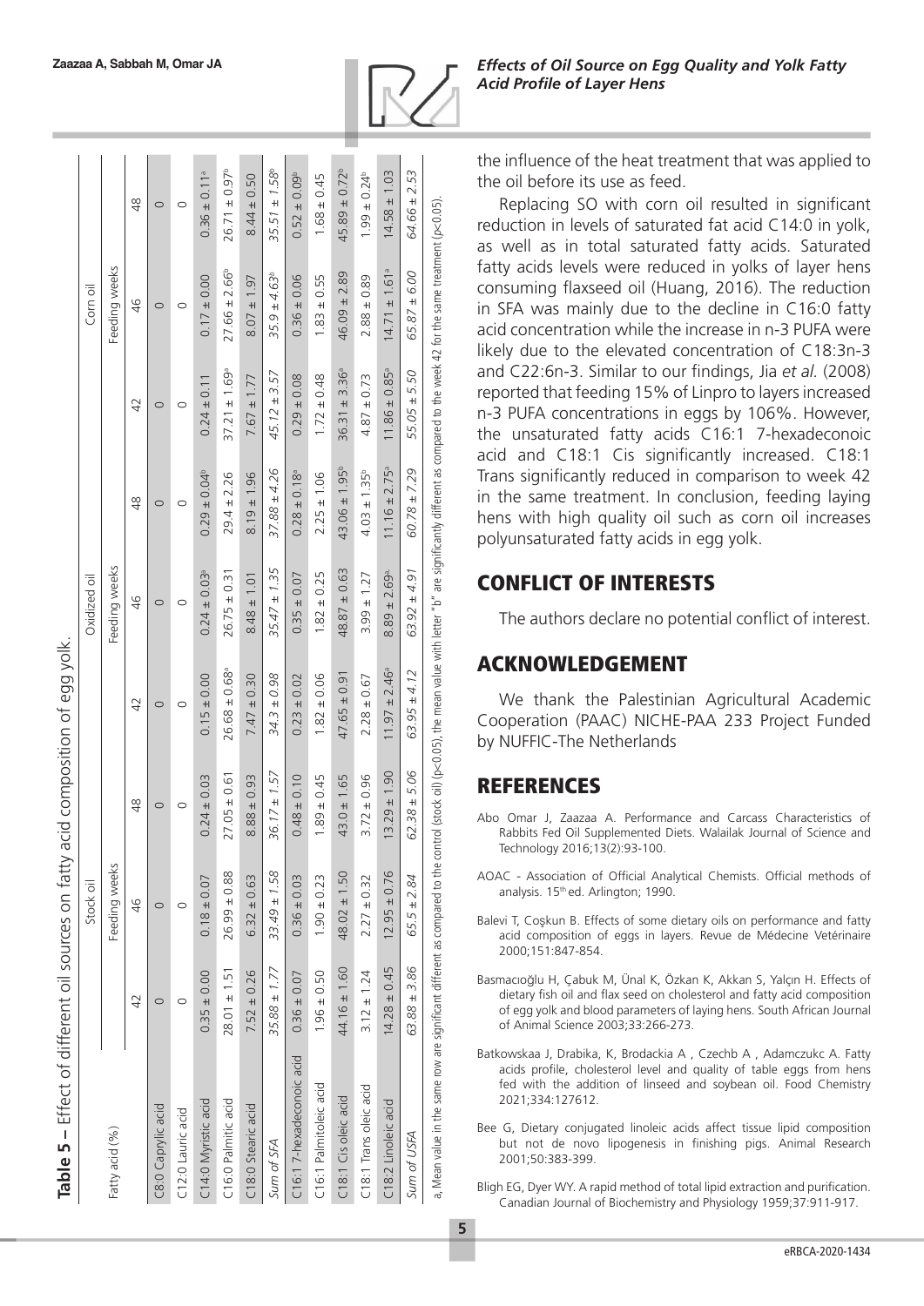**Table 5** – Effect of different oil sources on fatty acid composition of egg yolk.

| Fatty acid (%) | Stock oil | | | Oxidized oil | | | Corn oil | | |
|---|---|---|---|---|---|---|---|---|---|
| | Feeding weeks | | | Feeding weeks | | | Feeding weeks | | |
| | 42 | 46 | 48 | 42 | 46 | 48 | 42 | 46 | 48 |
| C8:0 Caprylic acid | 0 | 0 | 0 | 0 | 0 | 0 | 0 | 0 | 0 |
| C12:0 Lauric acid | 0 | 0 | 0 | 0 | 0 | 0 | 0 | 0 | 0 |
| C14:0 Myristic acid | 0.35 ± 0.00 | 0.18 ± 0.07 | 0.24 ± 0.03 | 0.15 ± 0.00 | 0.24 ± 0.03[a] | 0.29 ± 0.04[b] | 0.24 ± 0.11 | 0.17 ± 0.00 | 0.36 ± 0.11[a] |
| C16:0 Palmitic acid | 28.01 ± 1.51 | 26.99 ± 0.88 | 27.05 ± 0.61 | 26.68 ± 0.68[a] | 26.75 ± 0.31 | 29.4 ± 2.26 | 37.21 ± 1.69[a] | 27.66 ± 2.66[b] | 26.71 ± 0.97[b] |
| C18:0 Stearic acid | 7.52 ± 0.26 | 6.32 ± 0.63 | 8.88 ± 0.93 | 7.47 ± 0.30 | 8.48 ± 1.01 | 8.19 ± 1.96 | 7.67 ± 1.77 | 8.07 ± 1.97 | 8.44 ± 0.50 |
| *Sum of SFA* | *35.88 ± 1.77* | *33.49 ± 1.58* | *36.17 ± 1.57* | *34.3 ± 0.98* | *35.47 ± 1.35* | *37.88 ± 4.26* | *45.12 ± 3.57* | *35.9 ± 4.63[b]* | *35.51 ± 1.58[b]* |
| C16:1 7-hexadeconoic acid | 0.36 ± 0.07 | 0.36 ± 0.03 | 0.48 ± 0.10 | 0.23 ± 0.02 | 0.35 ± 0.07 | 0.28 ± 0.18[a] | 0.29 ± 0.08 | 0.36 ± 0.06 | 0.52 ± 0.09[b] |
| C16:1 Palmitoleic acid | 1.96 ± 0.50 | 1.90 ± 0.23 | 1.89 ± 0.45 | 1.82 ± 0.06 | 1.82 ± 0.25 | 2.25 ± 1.06 | 1.72 ± 0.48 | 1.83 ± 0.55 | 1.68 ± 0.45 |
| C18:1 Cis oleic acid | 44.16 ± 1.60 | 48.02 ± 1.50 | 43.0 ± 1.65 | 47.65 ± 0.91 | 48.87 ± 0.63 | 43.06 ± 1.95[b] | 36.31 ± 3.36[a] | 46.09 ± 2.89 | 45.89 ± 0.72[b] |
| C18:1 Trans oleic acid | 3.12 ± 1.24 | 2.27 ± 0.32 | 3.72 ± 0.96 | 2.28 ± 0.67 | 3.99 ± 1.27 | 4.03 ± 1.35[b] | 4.87 ± 0.73 | 2.88 ± 0.89 | 1.99 ± 0.24[b] |
| C18:2 Linoleic acid | 14.28 ± 0.45 | 12.95 ± 0.76 | 13.29 ± 1.90 | 11.97 ± 2.46[a] | 8.89 ± 2.69[a] | 11.16 ± 2.75[a] | 11.86 ± 0.85[a] | 14.71 ± 1.61[a] | 14.58 ± 1.03 |
| *Sum of USFA* | *63.88 ± 3.86* | *65.5 ± 2.84* | *62.38 ± 5.06* | *63.95 ± 4.12* | *63.92 ± 4.91* | *60.78 ± 7.29* | *55.05 ± 5.50* | *65.87 ± 6.00* | *64.66 ± 2.53* |

a, Mean value in the same row are significant different as compared to the control (stock oil) ($p<0.05$), the mean value with letter "b" are significantly different as compared to the week 42 for the same treatment ($p<0.05$).

the influence of the heat treatment that was applied to the oil before its use as feed.

Replacing SO with corn oil resulted in significant reduction in levels of saturated fat acid C14:0 in yolk, as well as in total saturated fatty acids. Saturated fatty acids levels were reduced in yolks of layer hens consuming flaxseed oil (Huang, 2016). The reduction in SFA was mainly due to the decline in C16:0 fatty acid concentration while the increase in n-3 PUFA were likely due to the elevated concentration of C18:3n-3 and C22:6n-3. Similar to our findings, Jia *et al.* (2008) reported that feeding 15% of Linpro to layers increased n-3 PUFA concentrations in eggs by 106%. However, the unsaturated fatty acids C16:1 7-hexadeconoic acid and C18:1 Cis significantly increased. C18:1 Trans significantly reduced in comparison to week 42 in the same treatment. In conclusion, feeding laying hens with high quality oil such as corn oil increases polyunsaturated fatty acids in egg yolk.

## CONFLICT OF INTERESTS

The authors declare no potential conflict of interest.

## ACKNOWLEDGEMENT

We thank the Palestinian Agricultural Academic Cooperation (PAAC) NICHE-PAA 233 Project Funded by NUFFIC-The Netherlands

## REFERENCES

Abo Omar J, Zaazaa A. Performance and Carcass Characteristics of Rabbits Fed Oil Supplemented Diets. Walailak Journal of Science and Technology 2016;13(2):93-100.

AOAC - Association of Official Analytical Chemists. Official methods of analysis. 15th ed. Arlington; 1990.

Balevi T, Coşkun B. Effects of some dietary oils on performance and fatty acid composition of eggs in layers. Revue de Médecine Vetérinaire 2000;151:847-854.

Basmacıoğlu H, Çabuk M, Ünal K, Özkan K, Akkan S, Yalçın H. Effects of dietary fish oil and flax seed on cholesterol and fatty acid composition of egg yolk and blood parameters of laying hens. South African Journal of Animal Science 2003;33:266-273.

Batkowskaa J, Drabika, K, Brodackia A , Czechb A , Adamczukc A. Fatty acids profile, cholesterol level and quality of table eggs from hens fed with the addition of linseed and soybean oil. Food Chemistry 2021;334:127612.

Bee G, Dietary conjugated linoleic acids affect tissue lipid composition but not de novo lipogenesis in finishing pigs. Animal Research 2001;50:383-399.

Bligh EG, Dyer WY. A rapid method of total lipid extraction and purification. Canadian Journal of Biochemistry and Physiology 1959;37:911-917.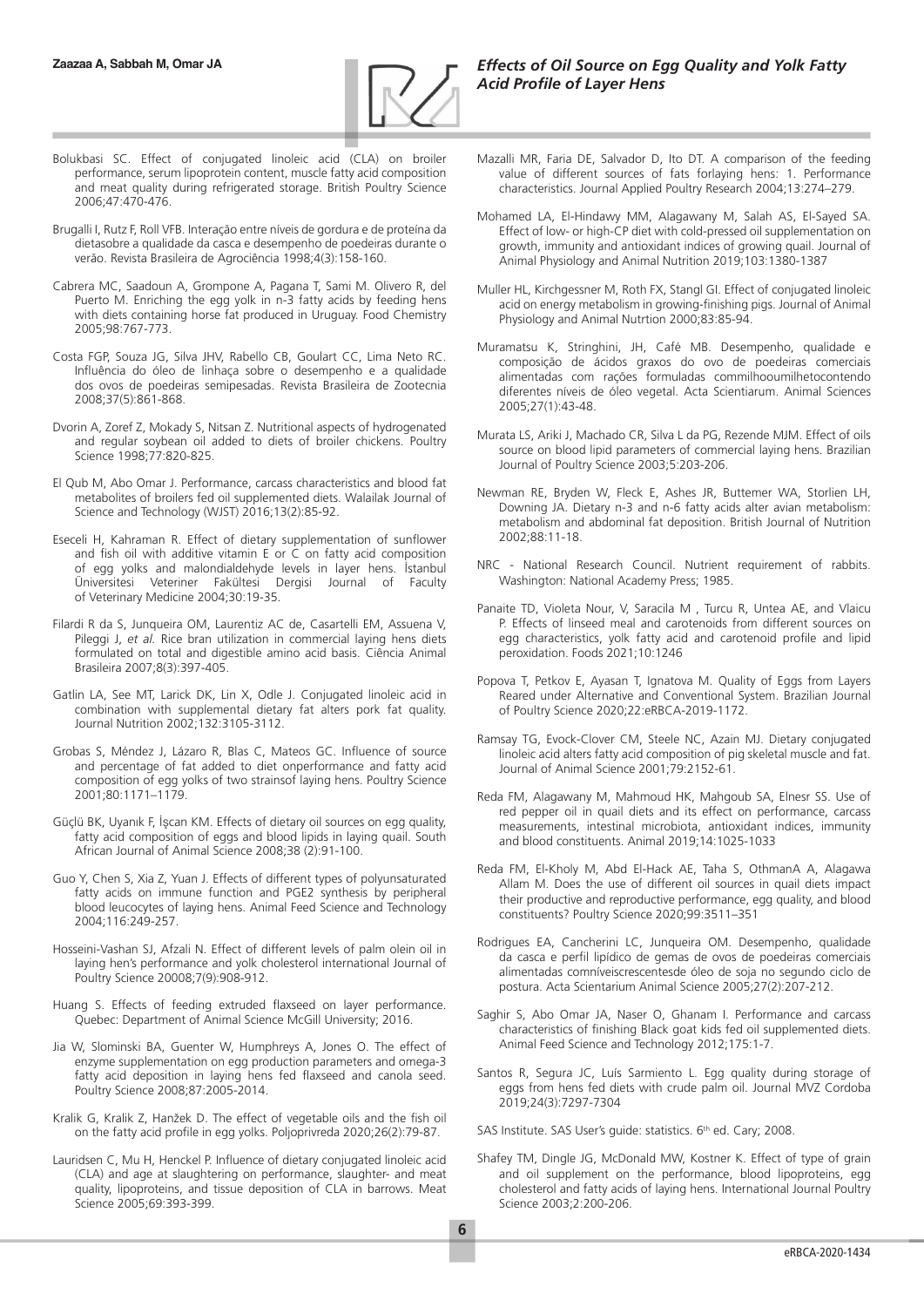Bolukbasi SC. Effect of conjugated linoleic acid (CLA) on broiler performance, serum lipoprotein content, muscle fatty acid composition and meat quality during refrigerated storage. British Poultry Science 2006;47:470-476.

Brugalli I, Rutz F, Roll VFB. Interação entre níveis de gordura e de proteína da dietasobre a qualidade da casca e desempenho de poedeiras durante o verão. Revista Brasileira de Agrociência 1998;4(3):158-160.

Cabrera MC, Saadoun A, Grompone A, Pagana T, Sami M. Olivero R, del Puerto M. Enriching the egg yolk in n-3 fatty acids by feeding hens with diets containing horse fat produced in Uruguay. Food Chemistry 2005;98:767-773.

Costa FGP, Souza JG, Silva JHV, Rabello CB, Goulart CC, Lima Neto RC. Influência do óleo de linhaça sobre o desempenho e a qualidade dos ovos de poedeiras semipesadas. Revista Brasileira de Zootecnia 2008;37(5):861-868.

Dvorin A, Zoref Z, Mokady S, Nitsan Z. Nutritional aspects of hydrogenated and regular soybean oil added to diets of broiler chickens. Poultry Science 1998;77:820-825.

El Qub M, Abo Omar J. Performance, carcass characteristics and blood fat metabolites of broilers fed oil supplemented diets. Walailak Journal of Science and Technology (WJST) 2016;13(2):85-92.

Eseceli H, Kahraman R. Effect of dietary supplementation of sunflower and fish oil with additive vitamin E or C on fatty acid composition of egg yolks and malondialdehyde levels in layer hens. İstanbul Üniversitesi Veteriner Fakültesi Dergisi Journal of Faculty of Veterinary Medicine 2004;30:19-35.

Filardi R da S, Junqueira OM, Laurentiz AC de, Casartelli EM, Assuena V, Pileggi J, *et al.* Rice bran utilization in commercial laying hens diets formulated on total and digestible amino acid basis. Ciência Animal Brasileira 2007;8(3):397-405.

Gatlin LA, See MT, Larick DK, Lin X, Odle J. Conjugated linoleic acid in combination with supplemental dietary fat alters pork fat quality. Journal Nutrition 2002;132:3105-3112.

Grobas S, Méndez J, Lázaro R, Blas C, Mateos GC. Influence of source and percentage of fat added to diet onperformance and fatty acid composition of egg yolks of two strainsof laying hens. Poultry Science 2001;80:1171–1179.

Güçlü BK, Uyanık F, İşcan KM. Effects of dietary oil sources on egg quality, fatty acid composition of eggs and blood lipids in laying quail. South African Journal of Animal Science 2008;38 (2):91-100.

Guo Y, Chen S, Xia Z, Yuan J. Effects of different types of polyunsaturated fatty acids on immune function and PGE2 synthesis by peripheral blood leucocytes of laying hens. Animal Feed Science and Technology 2004;116:249-257.

Hosseini-Vashan SJ, Afzali N. Effect of different levels of palm olein oil in laying hen's performance and yolk cholesterol international Journal of Poultry Science 20008;7(9):908-912.

Huang S. Effects of feeding extruded flaxseed on layer performance. Quebec: Department of Animal Science McGill University; 2016.

Jia W, Slominski BA, Guenter W, Humphreys A, Jones O. The effect of enzyme supplementation on egg production parameters and omega-3 fatty acid deposition in laying hens fed flaxseed and canola seed. Poultry Science 2008;87:2005-2014.

Kralik G, Kralik Z, Hanžek D. The effect of vegetable oils and the fish oil on the fatty acid profile in egg yolks. Poljoprivreda 2020;26(2):79-87.

Lauridsen C, Mu H, Henckel P. Influence of dietary conjugated linoleic acid (CLA) and age at slaughtering on performance, slaughter- and meat quality, lipoproteins, and tissue deposition of CLA in barrows. Meat Science 2005;69:393-399.

Mazalli MR, Faria DE, Salvador D, Ito DT. A comparison of the feeding value of different sources of fats forlaying hens: 1. Performance characteristics. Journal Applied Poultry Research 2004;13:274–279.

Mohamed LA, El-Hindawy MM, Alagawany M, Salah AS, El-Sayed SA. Effect of low- or high-CP diet with cold-pressed oil supplementation on growth, immunity and antioxidant indices of growing quail. Journal of Animal Physiology and Animal Nutrition 2019;103:1380-1387

Muller HL, Kirchgessner M, Roth FX, Stangl GI. Effect of conjugated linoleic acid on energy metabolism in growing-finishing pigs. Journal of Animal Physiology and Animal Nutrtion 2000;83:85-94.

Muramatsu K, Stringhini, JH, Café MB. Desempenho, qualidade e composição de ácidos graxos do ovo de poedeiras comerciais alimentadas com rações formuladas commilhooumilhetocontendo diferentes níveis de óleo vegetal. Acta Scientiarum. Animal Sciences 2005;27(1):43-48.

Murata LS, Ariki J, Machado CR, Silva L da PG, Rezende MJM. Effect of oils source on blood lipid parameters of commercial laying hens. Brazilian Journal of Poultry Science 2003;5:203-206.

Newman RE, Bryden W, Fleck E, Ashes JR, Buttemer WA, Storlien LH, Downing JA. Dietary n-3 and n-6 fatty acids alter avian metabolism: metabolism and abdominal fat deposition. British Journal of Nutrition 2002;88:11-18.

NRC - National Research Council. Nutrient requirement of rabbits. Washington: National Academy Press; 1985.

Panaite TD, Violeta Nour, V, Saracila M , Turcu R, Untea AE, and Vlaicu P. Effects of linseed meal and carotenoids from different sources on egg characteristics, yolk fatty acid and carotenoid profile and lipid peroxidation. Foods 2021;10:1246

Popova T, Petkov E, Ayasan T, Ignatova M. Quality of Eggs from Layers Reared under Alternative and Conventional System. Brazilian Journal of Poultry Science 2020;22:eRBCA-2019-1172.

Ramsay TG, Evock-Clover CM, Steele NC, Azain MJ. Dietary conjugated linoleic acid alters fatty acid composition of pig skeletal muscle and fat. Journal of Animal Science 2001;79:2152-61.

Reda FM, Alagawany M, Mahmoud HK, Mahgoub SA, Elnesr SS. Use of red pepper oil in quail diets and its effect on performance, carcass measurements, intestinal microbiota, antioxidant indices, immunity and blood constituents. Animal 2019;14:1025-1033

Reda FM, El-Kholy M, Abd El-Hack AE, Taha S, OthmanA A, Alagawa Allam M. Does the use of different oil sources in quail diets impact their productive and reproductive performance, egg quality, and blood constituents? Poultry Science 2020;99:3511–351

Rodrigues EA, Cancherini LC, Junqueira OM. Desempenho, qualidade da casca e perfil lipídico de gemas de ovos de poedeiras comerciais alimentadas comníveiscrescentesde óleo de soja no segundo ciclo de postura. Acta Scientarium Animal Science 2005;27(2):207-212.

Saghir S, Abo Omar JA, Naser O, Ghanam I. Performance and carcass characteristics of finishing Black goat kids fed oil supplemented diets. Animal Feed Science and Technology 2012;175:1-7.

Santos R, Segura JC, Luís Sarmiento L. Egg quality during storage of eggs from hens fed diets with crude palm oil. Journal MVZ Cordoba 2019;24(3):7297-7304

SAS Institute. SAS User's guide: statistics. 6th ed. Cary; 2008.

Shafey TM, Dingle JG, McDonald MW, Kostner K. Effect of type of grain and oil supplement on the performance, blood lipoproteins, egg cholesterol and fatty acids of laying hens. International Journal Poultry Science 2003;2:200-206.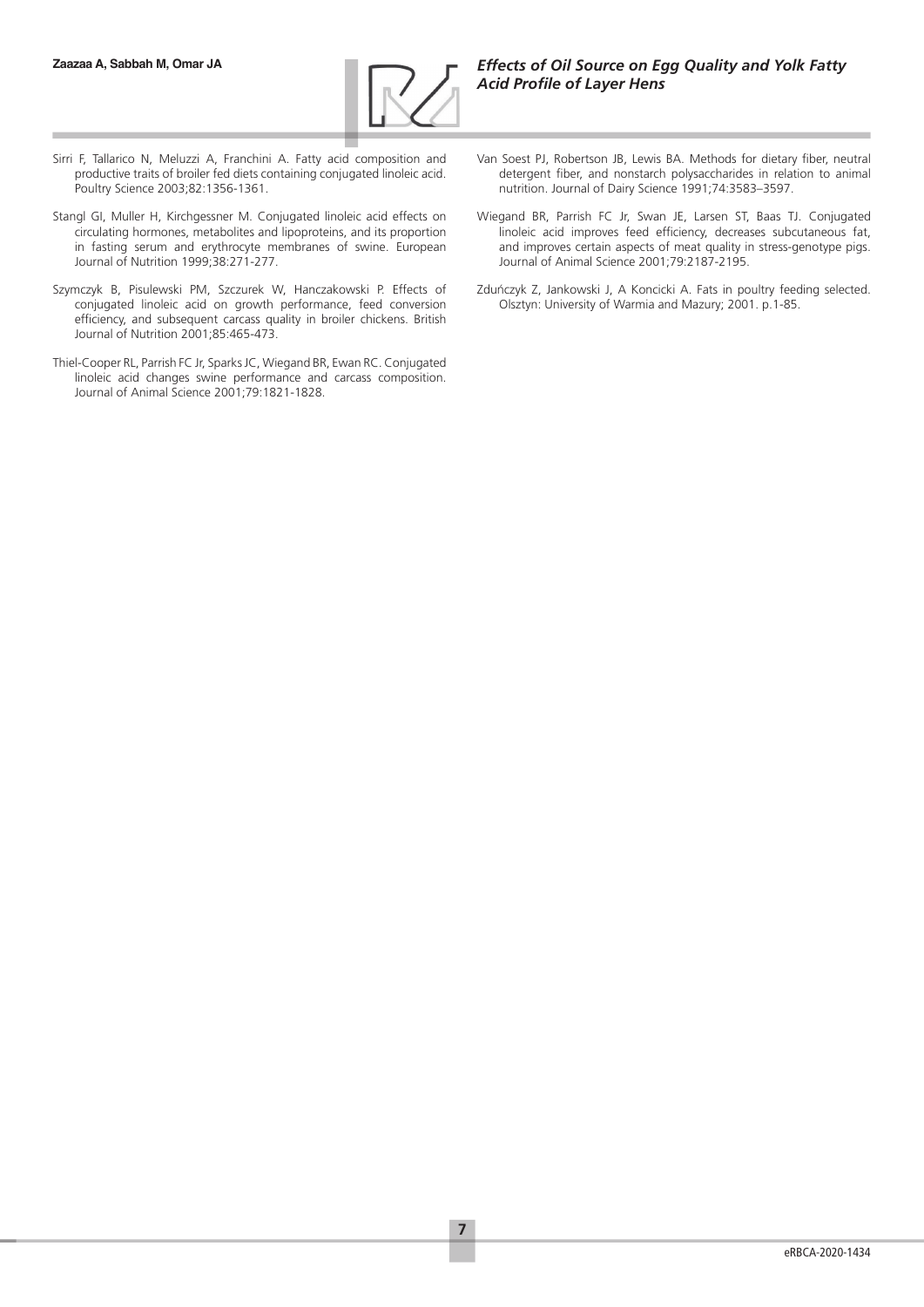Sirri F, Tallarico N, Meluzzi A, Franchini A. Fatty acid composition and productive traits of broiler fed diets containing conjugated linoleic acid. Poultry Science 2003;82:1356-1361.

Stangl GI, Muller H, Kirchgessner M. Conjugated linoleic acid effects on circulating hormones, metabolites and lipoproteins, and its proportion in fasting serum and erythrocyte membranes of swine. European Journal of Nutrition 1999;38:271-277.

Szymczyk B, Pisulewski PM, Szczurek W, Hanczakowski P. Effects of conjugated linoleic acid on growth performance, feed conversion efficiency, and subsequent carcass quality in broiler chickens. British Journal of Nutrition 2001;85:465-473.

Thiel-Cooper RL, Parrish FC Jr, Sparks JC, Wiegand BR, Ewan RC. Conjugated linoleic acid changes swine performance and carcass composition. Journal of Animal Science 2001;79:1821-1828.

Van Soest PJ, Robertson JB, Lewis BA. Methods for dietary fiber, neutral detergent fiber, and nonstarch polysaccharides in relation to animal nutrition. Journal of Dairy Science 1991;74:3583–3597.

Wiegand BR, Parrish FC Jr, Swan JE, Larsen ST, Baas TJ. Conjugated linoleic acid improves feed efficiency, decreases subcutaneous fat, and improves certain aspects of meat quality in stress-genotype pigs. Journal of Animal Science 2001;79:2187-2195.

Zduńczyk Z, Jankowski J, A Koncicki A. Fats in poultry feeding selected. Olsztyn: University of Warmia and Mazury; 2001. p.1-85.